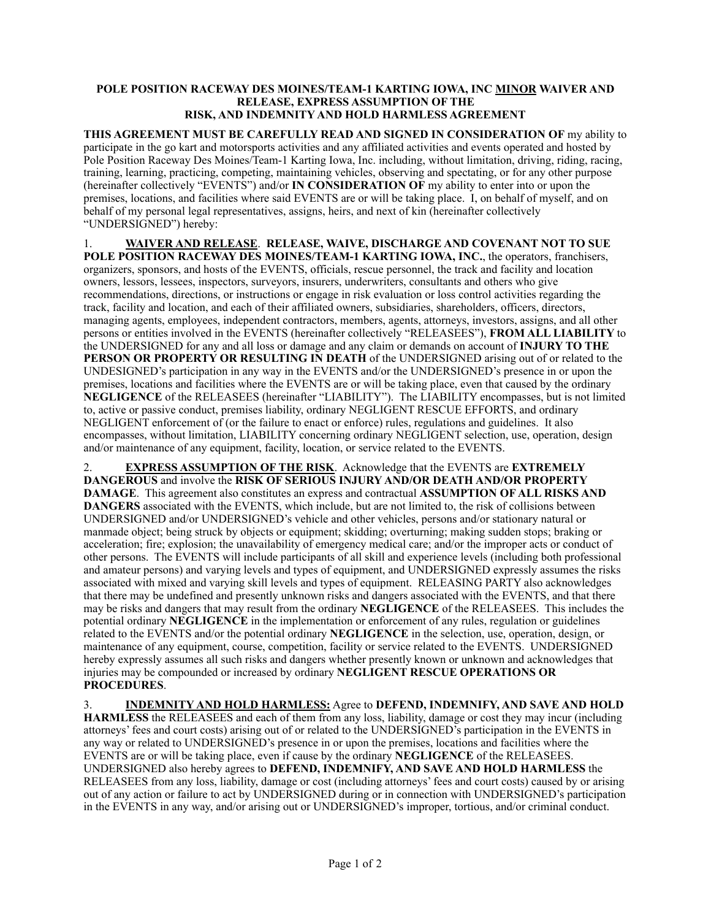**POLE POSITION RACEWAY DES MOINES/TEAM-1 KARTING IOWA, INC MINOR WAIVER AND RELEASE, EXPRESS ASSUMPTION OF THE RISK, AND INDEMNITY AND HOLD HARMLESS AGREEMENT**

**THIS AGREEMENT MUST BE CAREFULLY READ AND SIGNED IN CONSIDERATION OF** my ability to participate in the go kart and motorsports activities and any affiliated activities and events operated and hosted by Pole Position Raceway Des Moines/Team-1 Karting Iowa, Inc. including, without limitation, driving, riding, racing, training, learning, practicing, competing, maintaining vehicles, observing and spectating, or for any other purpose (hereinafter collectively "EVENTS") and/or **IN CONSIDERATION OF** my ability to enter into or upon the premises, locations, and facilities where said EVENTS are or will be taking place. I, on behalf of myself, and on behalf of my personal legal representatives, assigns, heirs, and next of kin (hereinafter collectively "UNDERSIGNED") hereby:

1. **WAIVER AND RELEASE**. **RELEASE, WAIVE, DISCHARGE AND COVENANT NOT TO SUE POLE POSITION RACEWAY DES MOINES/TEAM-1 KARTING IOWA, INC.**, the operators, franchisers, organizers, sponsors, and hosts of the EVENTS, officials, rescue personnel, the track and facility and location owners, lessors, lessees, inspectors, surveyors, insurers, underwriters, consultants and others who give recommendations, directions, or instructions or engage in risk evaluation or loss control activities regarding the track, facility and location, and each of their affiliated owners, subsidiaries, shareholders, officers, directors, managing agents, employees, independent contractors, members, agents, attorneys, investors, assigns, and all other persons or entities involved in the EVENTS (hereinafter collectively "RELEASEES"), **FROM ALL LIABILITY** to the UNDERSIGNED for any and all loss or damage and any claim or demands on account of **INJURY TO THE PERSON OR PROPERTY OR RESULTING IN DEATH** of the UNDERSIGNED arising out of or related to the UNDESIGNED's participation in any way in the EVENTS and/or the UNDERSIGNED's presence in or upon the premises, locations and facilities where the EVENTS are or will be taking place, even that caused by the ordinary **NEGLIGENCE** of the RELEASEES (hereinafter "LIABILITY"). The LIABILITY encompasses, but is not limited to, active or passive conduct, premises liability, ordinary NEGLIGENT RESCUE EFFORTS, and ordinary NEGLIGENT enforcement of (or the failure to enact or enforce) rules, regulations and guidelines. It also encompasses, without limitation, LIABILITY concerning ordinary NEGLIGENT selection, use, operation, design and/or maintenance of any equipment, facility, location, or service related to the EVENTS.

2. **EXPRESS ASSUMPTION OF THE RISK**. Acknowledge that the EVENTS are **EXTREMELY DANGEROUS** and involve the **RISK OF SERIOUS INJURY AND/OR DEATH AND/OR PROPERTY DAMAGE**. This agreement also constitutes an express and contractual **ASSUMPTION OF ALL RISKS AND DANGERS** associated with the EVENTS, which include, but are not limited to, the risk of collisions between UNDERSIGNED and/or UNDERSIGNED's vehicle and other vehicles, persons and/or stationary natural or manmade object; being struck by objects or equipment; skidding; overturning; making sudden stops; braking or acceleration; fire; explosion; the unavailability of emergency medical care; and/or the improper acts or conduct of other persons. The EVENTS will include participants of all skill and experience levels (including both professional and amateur persons) and varying levels and types of equipment, and UNDERSIGNED expressly assumes the risks associated with mixed and varying skill levels and types of equipment. RELEASING PARTY also acknowledges that there may be undefined and presently unknown risks and dangers associated with the EVENTS, and that there may be risks and dangers that may result from the ordinary **NEGLIGENCE** of the RELEASEES. This includes the potential ordinary **NEGLIGENCE** in the implementation or enforcement of any rules, regulation or guidelines related to the EVENTS and/or the potential ordinary **NEGLIGENCE** in the selection, use, operation, design, or maintenance of any equipment, course, competition, facility or service related to the EVENTS. UNDERSIGNED hereby expressly assumes all such risks and dangers whether presently known or unknown and acknowledges that injuries may be compounded or increased by ordinary **NEGLIGENT RESCUE OPERATIONS OR PROCEDURES**.

3. **INDEMNITY AND HOLD HARMLESS:** Agree to **DEFEND, INDEMNIFY, AND SAVE AND HOLD HARMLESS** the RELEASEES and each of them from any loss, liability, damage or cost they may incur (including attorneys' fees and court costs) arising out of or related to the UNDERSIGNED's participation in the EVENTS in any way or related to UNDERSIGNED's presence in or upon the premises, locations and facilities where the EVENTS are or will be taking place, even if cause by the ordinary **NEGLIGENCE** of the RELEASEES. UNDERSIGNED also hereby agrees to **DEFEND, INDEMNIFY, AND SAVE AND HOLD HARMLESS** the RELEASEES from any loss, liability, damage or cost (including attorneys' fees and court costs) caused by or arising out of any action or failure to act by UNDERSIGNED during or in connection with UNDERSIGNED's participation in the EVENTS in any way, and/or arising out or UNDERSIGNED's improper, tortious, and/or criminal conduct.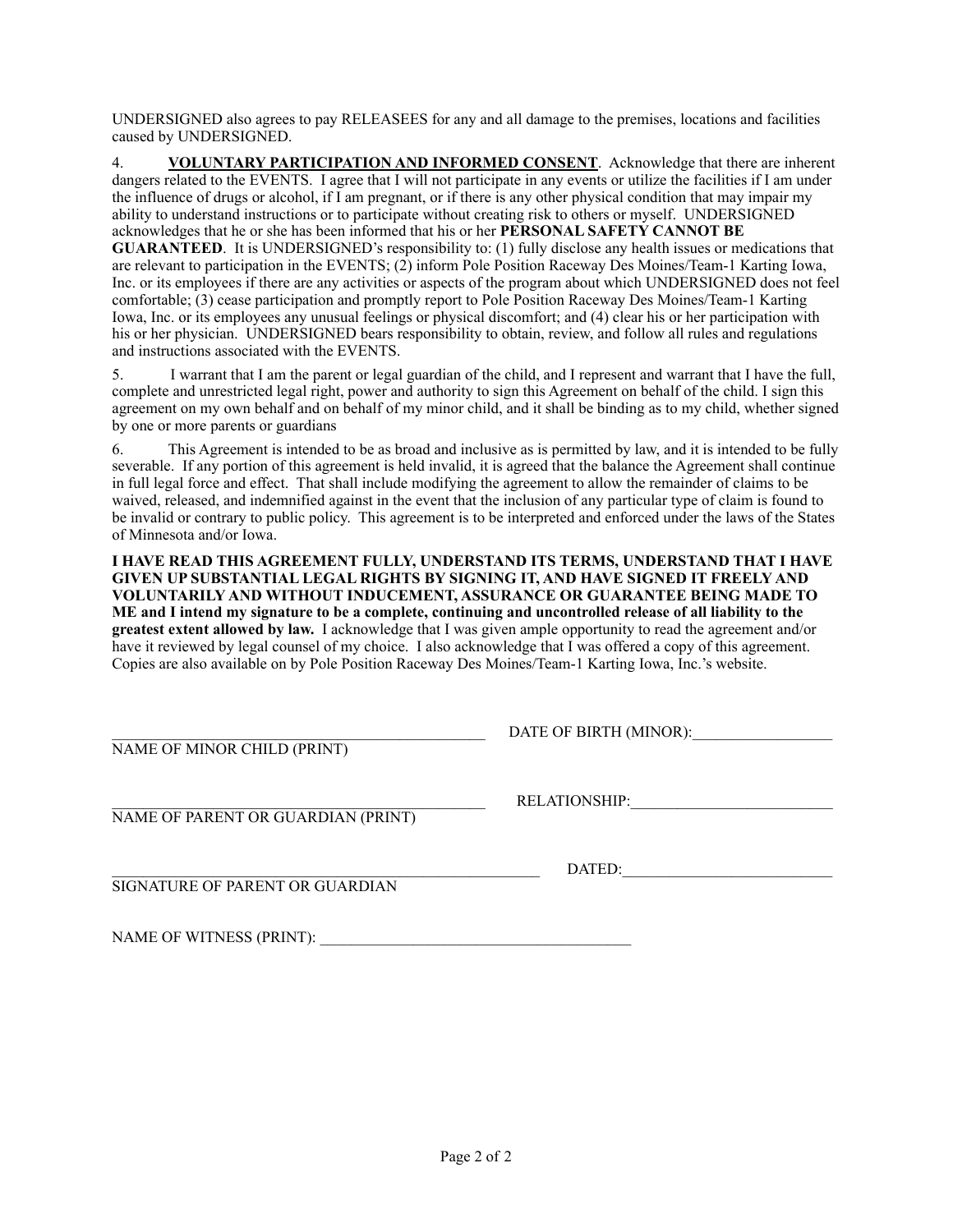UNDERSIGNED also agrees to pay RELEASEES for any and all damage to the premises, locations and facilities caused by UNDERSIGNED.

4. **VOLUNTARY PARTICIPATION AND INFORMED CONSENT**. Acknowledge that there are inherent dangers related to the EVENTS. I agree that I will not participate in any events or utilize the facilities if I am under the influence of drugs or alcohol, if I am pregnant, or if there is any other physical condition that may impair my ability to understand instructions or to participate without creating risk to others or myself. UNDERSIGNED acknowledges that he or she has been informed that his or her **PERSONAL SAFETY CANNOT BE GUARANTEED**. It is UNDERSIGNED's responsibility to: (1) fully disclose any health issues or medications that are relevant to participation in the EVENTS; (2) inform Pole Position Raceway Des Moines/Team-1 Karting Iowa, Inc. or its employees if there are any activities or aspects of the program about which UNDERSIGNED does not feel comfortable; (3) cease participation and promptly report to Pole Position Raceway Des Moines/Team-1 Karting Iowa, Inc. or its employees any unusual feelings or physical discomfort; and (4) clear his or her participation with his or her physician. UNDERSIGNED bears responsibility to obtain, review, and follow all rules and regulations and instructions associated with the EVENTS.

5. I warrant that I am the parent or legal guardian of the child, and I represent and warrant that I have the full, complete and unrestricted legal right, power and authority to sign this Agreement on behalf of the child. I sign this agreement on my own behalf and on behalf of my minor child, and it shall be binding as to my child, whether signed by one or more parents or guardians

6. This Agreement is intended to be as broad and inclusive as is permitted by law, and it is intended to be fully severable. If any portion of this agreement is held invalid, it is agreed that the balance the Agreement shall continue in full legal force and effect. That shall include modifying the agreement to allow the remainder of claims to be waived, released, and indemnified against in the event that the inclusion of any particular type of claim is found to be invalid or contrary to public policy. This agreement is to be interpreted and enforced under the laws of the States of Minnesota and/or Iowa.

**I HAVE READ THIS AGREEMENT FULLY, UNDERSTAND ITS TERMS, UNDERSTAND THAT I HAVE GIVEN UP SUBSTANTIAL LEGAL RIGHTS BY SIGNING IT, AND HAVE SIGNED IT FREELY AND VOLUNTARILY AND WITHOUT INDUCEMENT, ASSURANCE OR GUARANTEE BEING MADE TO ME and I intend my signature to be a complete, continuing and uncontrolled release of all liability to the greatest extent allowed by law.** I acknowledge that I was given ample opportunity to read the agreement and/or have it reviewed by legal counsel of my choice. I also acknowledge that I was offered a copy of this agreement. Copies are also available on by Pole Position Raceway Des Moines/Team-1 Karting Iowa, Inc.'s website.

\_\_\_\_\_\_\_\_\_\_\_\_\_\_\_\_\_\_\_\_\_\_\_\_\_\_\_\_\_\_\_\_\_\_\_\_\_\_\_\_\_\_\_\_ DATE OF BIRTH (MINOR):\_\_\_\_\_\_\_\_\_\_\_\_\_\_\_\_\_\_
NAME OF MINOR CHILD (PRINT)

\_\_\_\_\_\_\_\_\_\_\_\_\_\_\_\_\_\_\_\_\_\_\_\_\_\_\_\_\_\_\_\_\_\_\_\_\_\_\_\_\_\_\_\_ RELATIONSHIP:\_\_\_\_\_\_\_\_\_\_\_\_\_\_\_\_\_\_\_\_\_\_\_\_\_\_
NAME OF PARENT OR GUARDIAN (PRINT)

\_\_\_\_\_\_\_\_\_\_\_\_\_\_\_\_\_\_\_\_\_\_\_\_\_\_\_\_\_\_\_\_\_\_\_\_\_\_\_\_\_\_\_\_\_\_\_\_\_\_\_\_ DATED:\_\_\_\_\_\_\_\_\_\_\_\_\_\_\_\_\_\_\_\_\_\_\_\_\_\_\_
SIGNATURE OF PARENT OR GUARDIAN

NAME OF WITNESS (PRINT): \_\_\_\_\_\_\_\_\_\_\_\_\_\_\_\_\_\_\_\_\_\_\_\_\_\_\_\_\_\_\_\_\_\_\_\_\_\_\_\_